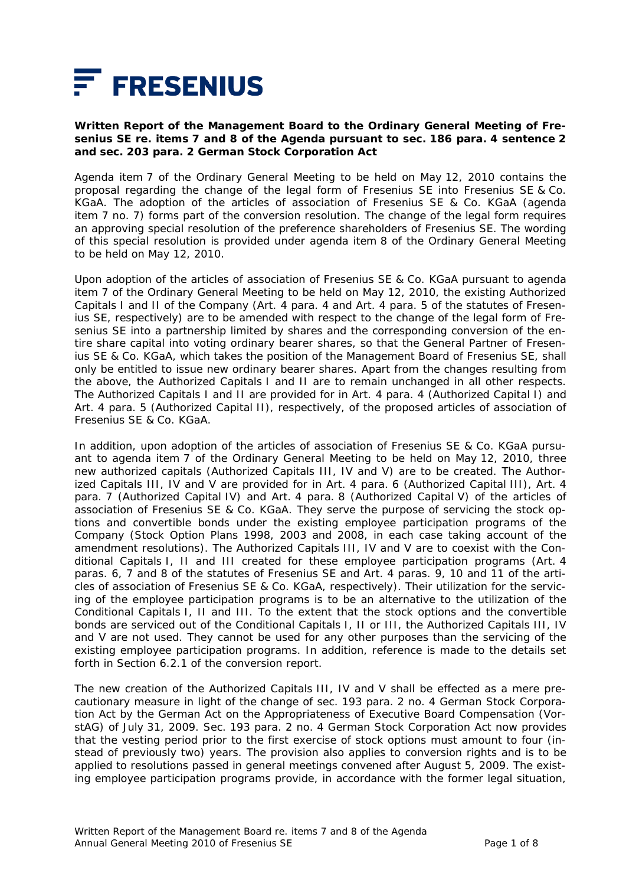FRESENIUS

**Written Report of the Management Board to the Ordinary General Meeting of Fresenius SE re. items 7 and 8 of the Agenda pursuant to sec. 186 para. 4 sentence 2 and sec. 203 para. 2 German Stock Corporation Act**

Agenda item 7 of the Ordinary General Meeting to be held on May 12, 2010 contains the proposal regarding the change of the legal form of Fresenius SE into Fresenius SE & Co. KGaA. The adoption of the articles of association of Fresenius SE & Co. KGaA (agenda item 7 no. 7) forms part of the conversion resolution. The change of the legal form requires an approving special resolution of the preference shareholders of Fresenius SE. The wording of this special resolution is provided under agenda item 8 of the Ordinary General Meeting to be held on May 12, 2010.

Upon adoption of the articles of association of Fresenius SE & Co. KGaA pursuant to agenda item 7 of the Ordinary General Meeting to be held on May 12, 2010, the existing Authorized Capitals I and II of the Company (Art. 4 para. 4 and Art. 4 para. 5 of the statutes of Fresenius SE, respectively) are to be amended with respect to the change of the legal form of Fresenius SE into a partnership limited by shares and the corresponding conversion of the entire share capital into voting ordinary bearer shares, so that the General Partner of Fresenius SE & Co. KGaA, which takes the position of the Management Board of Fresenius SE, shall only be entitled to issue new ordinary bearer shares. Apart from the changes resulting from the above, the Authorized Capitals I and II are to remain unchanged in all other respects. The Authorized Capitals I and II are provided for in Art. 4 para. 4 (Authorized Capital I) and Art. 4 para. 5 (Authorized Capital II), respectively, of the proposed articles of association of Fresenius SE & Co. KGaA.

In addition, upon adoption of the articles of association of Fresenius SE & Co. KGaA pursuant to agenda item 7 of the Ordinary General Meeting to be held on May 12, 2010, three new authorized capitals (Authorized Capitals III, IV and V) are to be created. The Authorized Capitals III, IV and V are provided for in Art. 4 para. 6 (Authorized Capital III), Art. 4 para. 7 (Authorized Capital IV) and Art. 4 para. 8 (Authorized Capital V) of the articles of association of Fresenius SE & Co. KGaA. They serve the purpose of servicing the stock options and convertible bonds under the existing employee participation programs of the Company (Stock Option Plans 1998, 2003 and 2008, in each case taking account of the amendment resolutions). The Authorized Capitals III, IV and V are to coexist with the Conditional Capitals I, II and III created for these employee participation programs (Art. 4 paras. 6, 7 and 8 of the statutes of Fresenius SE and Art. 4 paras. 9, 10 and 11 of the articles of association of Fresenius SE & Co. KGaA, respectively). Their utilization for the servicing of the employee participation programs is to be an alternative to the utilization of the Conditional Capitals I, II and III. To the extent that the stock options and the convertible bonds are serviced out of the Conditional Capitals I, II or III, the Authorized Capitals III, IV and V are not used. They cannot be used for any other purposes than the servicing of the existing employee participation programs. In addition, reference is made to the details set forth in Section 6.2.1 of the conversion report.

The new creation of the Authorized Capitals III, IV and V shall be effected as a mere precautionary measure in light of the change of sec. 193 para. 2 no. 4 German Stock Corporation Act by the German Act on the Appropriateness of Executive Board Compensation (VorstAG) of July 31, 2009. Sec. 193 para. 2 no. 4 German Stock Corporation Act now provides that the vesting period prior to the first exercise of stock options must amount to four (instead of previously two) years. The provision also applies to conversion rights and is to be applied to resolutions passed in general meetings convened after August 5, 2009. The existing employee participation programs provide, in accordance with the former legal situation,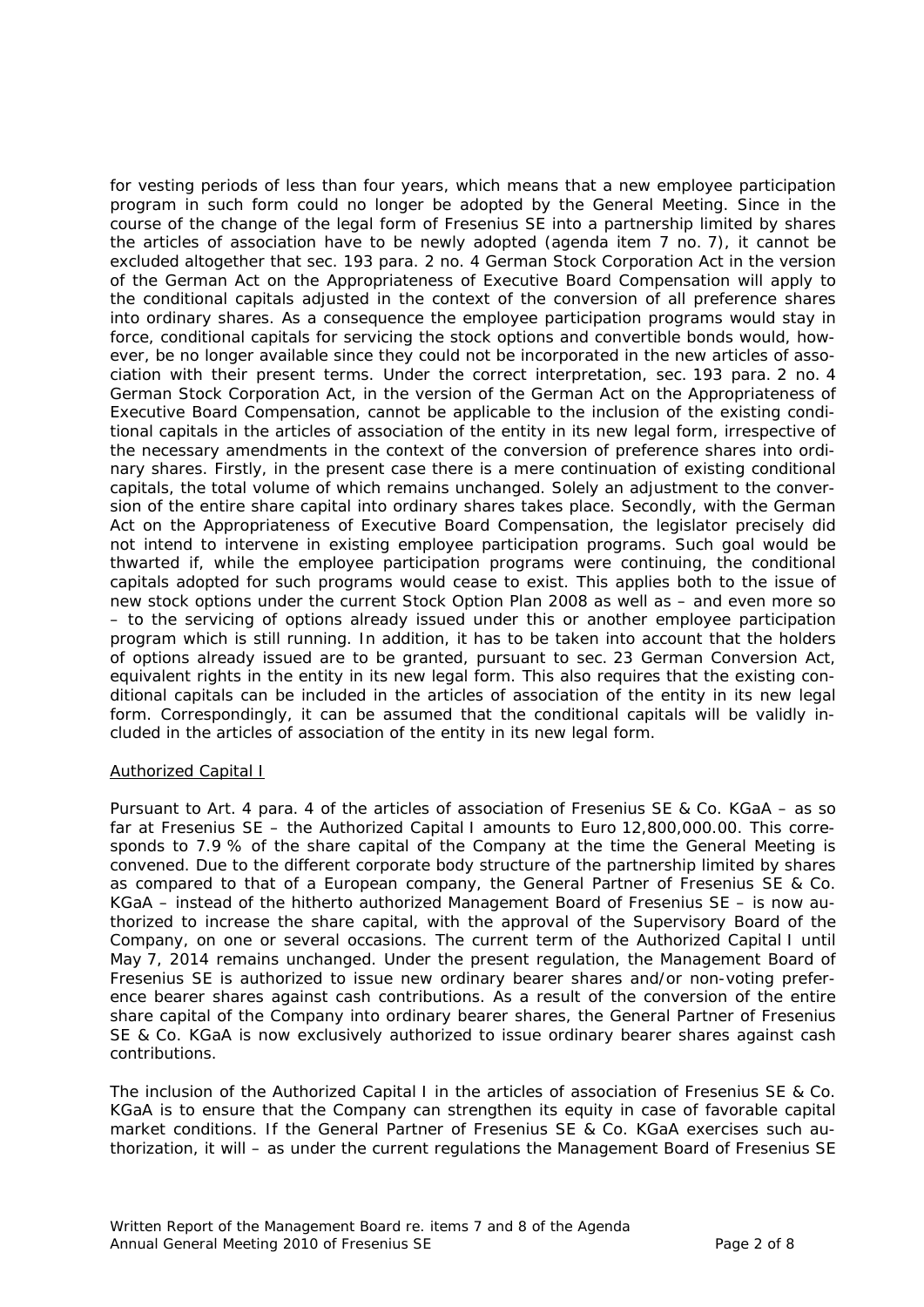for vesting periods of less than four years, which means that a new employee participation program in such form could no longer be adopted by the General Meeting. Since in the course of the change of the legal form of Fresenius SE into a partnership limited by shares the articles of association have to be newly adopted (agenda item 7 no. 7), it cannot be excluded altogether that sec. 193 para. 2 no. 4 German Stock Corporation Act in the version of the German Act on the Appropriateness of Executive Board Compensation will apply to the conditional capitals adjusted in the context of the conversion of all preference shares into ordinary shares. As a consequence the employee participation programs would stay in force, conditional capitals for servicing the stock options and convertible bonds would, however, be no longer available since they could not be incorporated in the new articles of association with their present terms. Under the correct interpretation, sec. 193 para. 2 no. 4 German Stock Corporation Act, in the version of the German Act on the Appropriateness of Executive Board Compensation, cannot be applicable to the inclusion of the existing conditional capitals in the articles of association of the entity in its new legal form, irrespective of the necessary amendments in the context of the conversion of preference shares into ordinary shares. Firstly, in the present case there is a mere continuation of existing conditional capitals, the total volume of which remains unchanged. Solely an adjustment to the conversion of the entire share capital into ordinary shares takes place. Secondly, with the German Act on the Appropriateness of Executive Board Compensation, the legislator precisely did not intend to intervene in existing employee participation programs. Such goal would be thwarted if, while the employee participation programs were continuing, the conditional capitals adopted for such programs would cease to exist. This applies both to the issue of new stock options under the current Stock Option Plan 2008 as well as – and even more so – to the servicing of options already issued under this or another employee participation program which is still running. In addition, it has to be taken into account that the holders of options already issued are to be granted, pursuant to sec. 23 German Conversion Act, equivalent rights in the entity in its new legal form. This also requires that the existing conditional capitals can be included in the articles of association of the entity in its new legal form. Correspondingly, it can be assumed that the conditional capitals will be validly included in the articles of association of the entity in its new legal form.

Authorized Capital I

Pursuant to Art. 4 para. 4 of the articles of association of Fresenius SE & Co. KGaA – as so far at Fresenius SE – the Authorized Capital I amounts to Euro 12,800,000.00. This corresponds to 7.9 % of the share capital of the Company at the time the General Meeting is convened. Due to the different corporate body structure of the partnership limited by shares as compared to that of a European company, the General Partner of Fresenius SE & Co. KGaA – instead of the hitherto authorized Management Board of Fresenius SE – is now authorized to increase the share capital, with the approval of the Supervisory Board of the Company, on one or several occasions. The current term of the Authorized Capital I until May 7, 2014 remains unchanged. Under the present regulation, the Management Board of Fresenius SE is authorized to issue new ordinary bearer shares and/or non-voting preference bearer shares against cash contributions. As a result of the conversion of the entire share capital of the Company into ordinary bearer shares, the General Partner of Fresenius SE & Co. KGaA is now exclusively authorized to issue ordinary bearer shares against cash contributions.

The inclusion of the Authorized Capital I in the articles of association of Fresenius SE & Co. KGaA is to ensure that the Company can strengthen its equity in case of favorable capital market conditions. If the General Partner of Fresenius SE & Co. KGaA exercises such authorization, it will – as under the current regulations the Management Board of Fresenius SE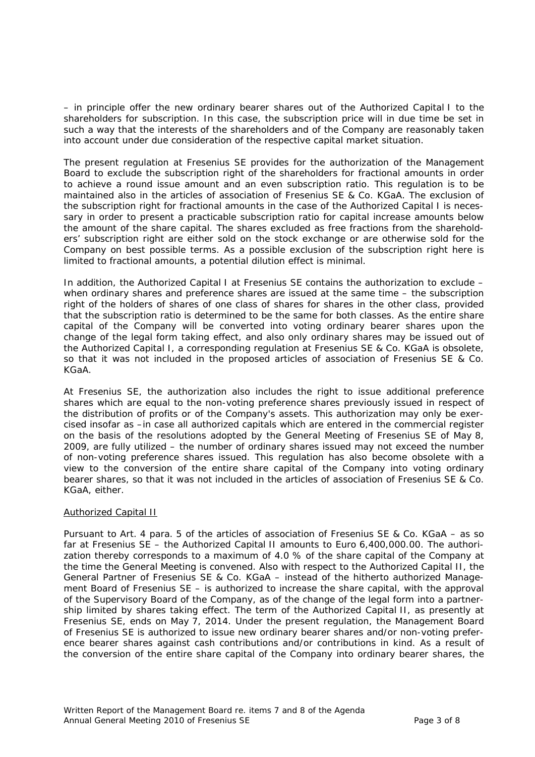– in principle offer the new ordinary bearer shares out of the Authorized Capital I to the shareholders for subscription. In this case, the subscription price will in due time be set in such a way that the interests of the shareholders and of the Company are reasonably taken into account under due consideration of the respective capital market situation.

The present regulation at Fresenius SE provides for the authorization of the Management Board to exclude the subscription right of the shareholders for fractional amounts in order to achieve a round issue amount and an even subscription ratio. This regulation is to be maintained also in the articles of association of Fresenius SE & Co. KGaA. The exclusion of the subscription right for fractional amounts in the case of the Authorized Capital I is necessary in order to present a practicable subscription ratio for capital increase amounts below the amount of the share capital. The shares excluded as free fractions from the shareholders' subscription right are either sold on the stock exchange or are otherwise sold for the Company on best possible terms. As a possible exclusion of the subscription right here is limited to fractional amounts, a potential dilution effect is minimal.

In addition, the Authorized Capital I at Fresenius SE contains the authorization to exclude – when ordinary shares and preference shares are issued at the same time – the subscription right of the holders of shares of one class of shares for shares in the other class, provided that the subscription ratio is determined to be the same for both classes. As the entire share capital of the Company will be converted into voting ordinary bearer shares upon the change of the legal form taking effect, and also only ordinary shares may be issued out of the Authorized Capital I, a corresponding regulation at Fresenius SE & Co. KGaA is obsolete, so that it was not included in the proposed articles of association of Fresenius SE & Co. KGaA.

At Fresenius SE, the authorization also includes the right to issue additional preference shares which are equal to the non-voting preference shares previously issued in respect of the distribution of profits or of the Company's assets. This authorization may only be exercised insofar as –in case all authorized capitals which are entered in the commercial register on the basis of the resolutions adopted by the General Meeting of Fresenius SE of May 8, 2009, are fully utilized – the number of ordinary shares issued may not exceed the number of non-voting preference shares issued. This regulation has also become obsolete with a view to the conversion of the entire share capital of the Company into voting ordinary bearer shares, so that it was not included in the articles of association of Fresenius SE & Co. KGaA, either.

Authorized Capital II

Pursuant to Art. 4 para. 5 of the articles of association of Fresenius SE & Co. KGaA – as so far at Fresenius SE – the Authorized Capital II amounts to Euro 6,400,000.00. The authorization thereby corresponds to a maximum of 4.0 % of the share capital of the Company at the time the General Meeting is convened. Also with respect to the Authorized Capital II, the General Partner of Fresenius SE & Co. KGaA – instead of the hitherto authorized Management Board of Fresenius SE – is authorized to increase the share capital, with the approval of the Supervisory Board of the Company, as of the change of the legal form into a partnership limited by shares taking effect. The term of the Authorized Capital II, as presently at Fresenius SE, ends on May 7, 2014. Under the present regulation, the Management Board of Fresenius SE is authorized to issue new ordinary bearer shares and/or non-voting preference bearer shares against cash contributions and/or contributions in kind. As a result of the conversion of the entire share capital of the Company into ordinary bearer shares, the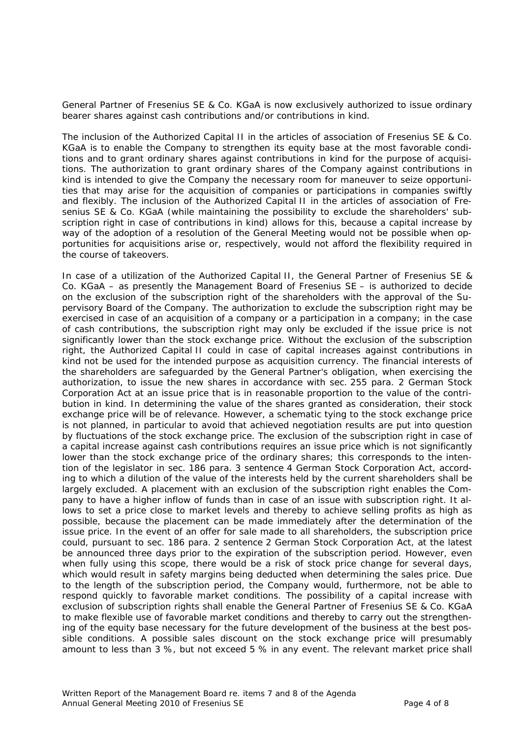General Partner of Fresenius SE & Co. KGaA is now exclusively authorized to issue ordinary bearer shares against cash contributions and/or contributions in kind.

The inclusion of the Authorized Capital II in the articles of association of Fresenius SE & Co. KGaA is to enable the Company to strengthen its equity base at the most favorable conditions and to grant ordinary shares against contributions in kind for the purpose of acquisitions. The authorization to grant ordinary shares of the Company against contributions in kind is intended to give the Company the necessary room for maneuver to seize opportunities that may arise for the acquisition of companies or participations in companies swiftly and flexibly. The inclusion of the Authorized Capital II in the articles of association of Fresenius SE & Co. KGaA (while maintaining the possibility to exclude the shareholders' subscription right in case of contributions in kind) allows for this, because a capital increase by way of the adoption of a resolution of the General Meeting would not be possible when opportunities for acquisitions arise or, respectively, would not afford the flexibility required in the course of takeovers.

In case of a utilization of the Authorized Capital II, the General Partner of Fresenius SE & Co. KGaA – as presently the Management Board of Fresenius SE – is authorized to decide on the exclusion of the subscription right of the shareholders with the approval of the Supervisory Board of the Company. The authorization to exclude the subscription right may be exercised in case of an acquisition of a company or a participation in a company; in the case of cash contributions, the subscription right may only be excluded if the issue price is not significantly lower than the stock exchange price. Without the exclusion of the subscription right, the Authorized Capital II could in case of capital increases against contributions in kind not be used for the intended purpose as acquisition currency. The financial interests of the shareholders are safeguarded by the General Partner's obligation, when exercising the authorization, to issue the new shares in accordance with sec. 255 para. 2 German Stock Corporation Act at an issue price that is in reasonable proportion to the value of the contribution in kind. In determining the value of the shares granted as consideration, their stock exchange price will be of relevance. However, a schematic tying to the stock exchange price is not planned, in particular to avoid that achieved negotiation results are put into question by fluctuations of the stock exchange price. The exclusion of the subscription right in case of a capital increase against cash contributions requires an issue price which is not significantly lower than the stock exchange price of the ordinary shares; this corresponds to the intention of the legislator in sec. 186 para. 3 sentence 4 German Stock Corporation Act, according to which a dilution of the value of the interests held by the current shareholders shall be largely excluded. A placement with an exclusion of the subscription right enables the Company to have a higher inflow of funds than in case of an issue with subscription right. It allows to set a price close to market levels and thereby to achieve selling profits as high as possible, because the placement can be made immediately after the determination of the issue price. In the event of an offer for sale made to all shareholders, the subscription price could, pursuant to sec. 186 para. 2 sentence 2 German Stock Corporation Act, at the latest be announced three days prior to the expiration of the subscription period. However, even when fully using this scope, there would be a risk of stock price change for several days, which would result in safety margins being deducted when determining the sales price. Due to the length of the subscription period, the Company would, furthermore, not be able to respond quickly to favorable market conditions. The possibility of a capital increase with exclusion of subscription rights shall enable the General Partner of Fresenius SE & Co. KGaA to make flexible use of favorable market conditions and thereby to carry out the strengthening of the equity base necessary for the future development of the business at the best possible conditions. A possible sales discount on the stock exchange price will presumably amount to less than 3 %, but not exceed 5 % in any event. The relevant market price shall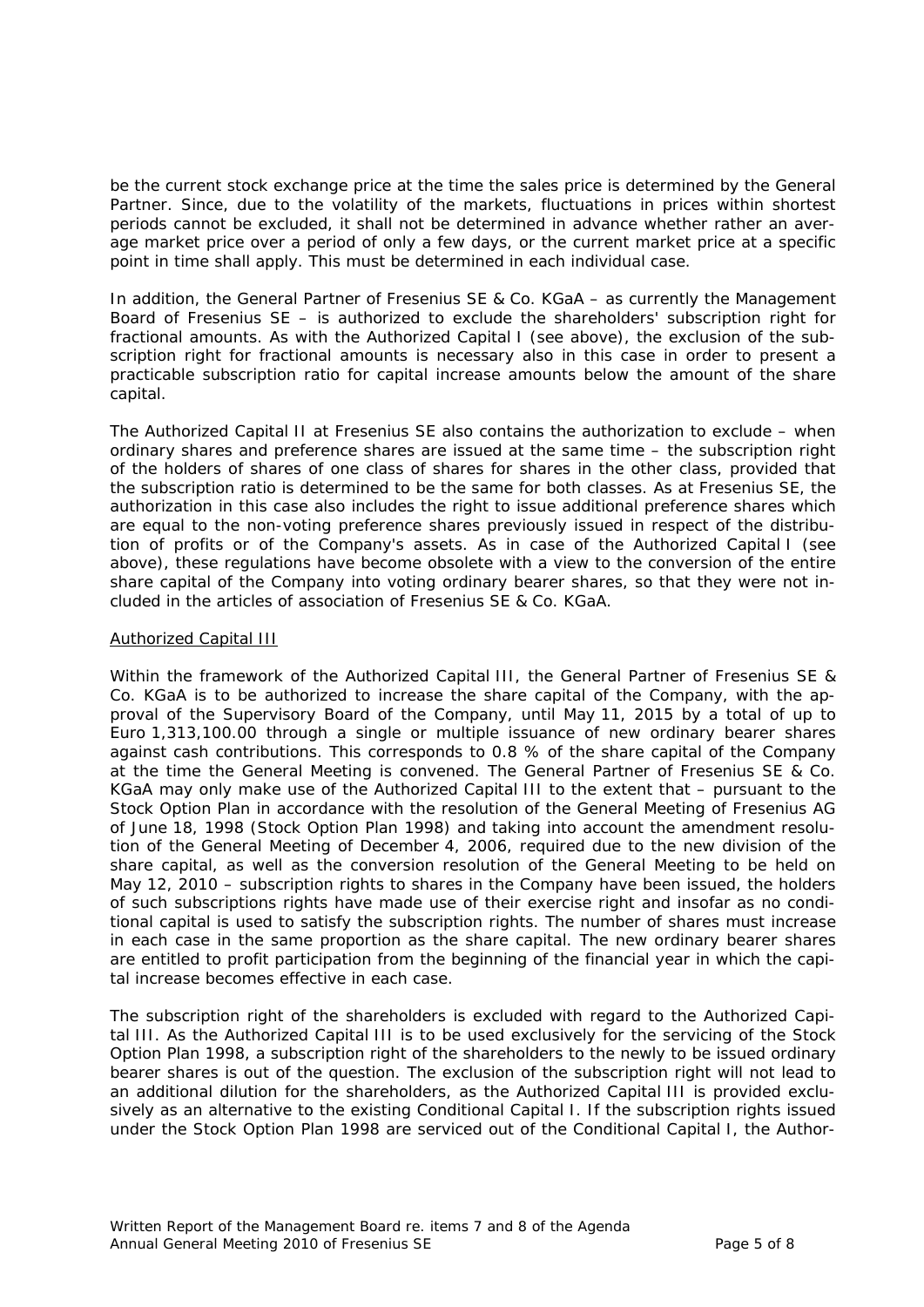be the current stock exchange price at the time the sales price is determined by the General Partner. Since, due to the volatility of the markets, fluctuations in prices within shortest periods cannot be excluded, it shall not be determined in advance whether rather an average market price over a period of only a few days, or the current market price at a specific point in time shall apply. This must be determined in each individual case.

In addition, the General Partner of Fresenius SE & Co. KGaA – as currently the Management Board of Fresenius SE – is authorized to exclude the shareholders' subscription right for fractional amounts. As with the Authorized Capital I (see above), the exclusion of the subscription right for fractional amounts is necessary also in this case in order to present a practicable subscription ratio for capital increase amounts below the amount of the share capital.

The Authorized Capital II at Fresenius SE also contains the authorization to exclude – when ordinary shares and preference shares are issued at the same time – the subscription right of the holders of shares of one class of shares for shares in the other class, provided that the subscription ratio is determined to be the same for both classes. As at Fresenius SE, the authorization in this case also includes the right to issue additional preference shares which are equal to the non-voting preference shares previously issued in respect of the distribution of profits or of the Company's assets. As in case of the Authorized Capital I (see above), these regulations have become obsolete with a view to the conversion of the entire share capital of the Company into voting ordinary bearer shares, so that they were not included in the articles of association of Fresenius SE & Co. KGaA.

Authorized Capital III

Within the framework of the Authorized Capital III, the General Partner of Fresenius SE & Co. KGaA is to be authorized to increase the share capital of the Company, with the approval of the Supervisory Board of the Company, until May 11, 2015 by a total of up to Euro 1,313,100.00 through a single or multiple issuance of new ordinary bearer shares against cash contributions. This corresponds to 0.8 % of the share capital of the Company at the time the General Meeting is convened. The General Partner of Fresenius SE & Co. KGaA may only make use of the Authorized Capital III to the extent that – pursuant to the Stock Option Plan in accordance with the resolution of the General Meeting of Fresenius AG of June 18, 1998 (Stock Option Plan 1998) and taking into account the amendment resolution of the General Meeting of December 4, 2006, required due to the new division of the share capital, as well as the conversion resolution of the General Meeting to be held on May 12, 2010 – subscription rights to shares in the Company have been issued, the holders of such subscriptions rights have made use of their exercise right and insofar as no conditional capital is used to satisfy the subscription rights. The number of shares must increase in each case in the same proportion as the share capital. The new ordinary bearer shares are entitled to profit participation from the beginning of the financial year in which the capital increase becomes effective in each case.

The subscription right of the shareholders is excluded with regard to the Authorized Capital III. As the Authorized Capital III is to be used exclusively for the servicing of the Stock Option Plan 1998, a subscription right of the shareholders to the newly to be issued ordinary bearer shares is out of the question. The exclusion of the subscription right will not lead to an additional dilution for the shareholders, as the Authorized Capital III is provided exclusively as an alternative to the existing Conditional Capital I. If the subscription rights issued under the Stock Option Plan 1998 are serviced out of the Conditional Capital I, the Author-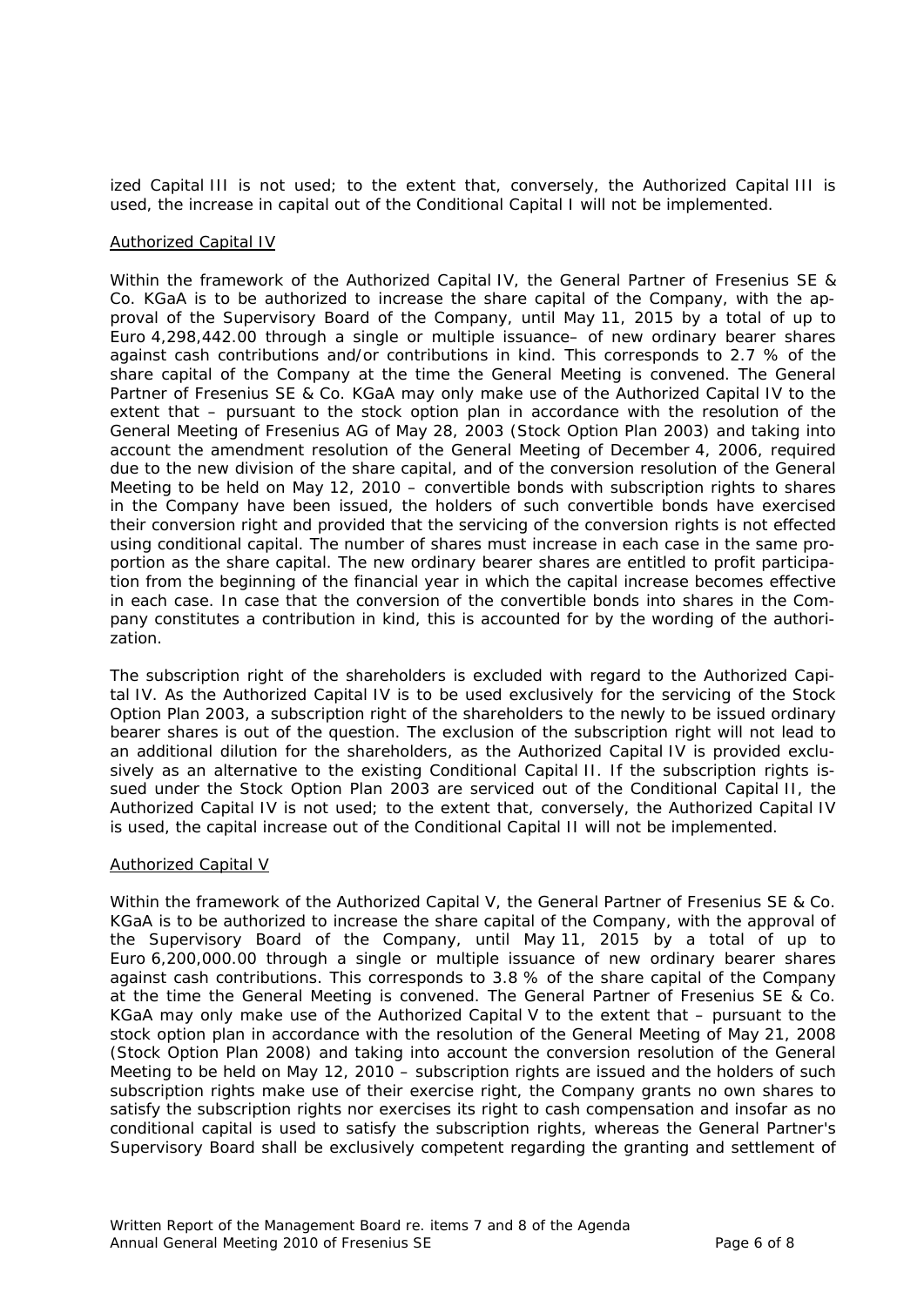ized Capital III is not used; to the extent that, conversely, the Authorized Capital III is used, the increase in capital out of the Conditional Capital I will not be implemented.

Authorized Capital IV

Within the framework of the Authorized Capital IV, the General Partner of Fresenius SE & Co. KGaA is to be authorized to increase the share capital of the Company, with the approval of the Supervisory Board of the Company, until May 11, 2015 by a total of up to Euro 4,298,442.00 through a single or multiple issuance– of new ordinary bearer shares against cash contributions and/or contributions in kind. This corresponds to 2.7 % of the share capital of the Company at the time the General Meeting is convened. The General Partner of Fresenius SE & Co. KGaA may only make use of the Authorized Capital IV to the extent that – pursuant to the stock option plan in accordance with the resolution of the General Meeting of Fresenius AG of May 28, 2003 (Stock Option Plan 2003) and taking into account the amendment resolution of the General Meeting of December 4, 2006, required due to the new division of the share capital, and of the conversion resolution of the General Meeting to be held on May 12, 2010 – convertible bonds with subscription rights to shares in the Company have been issued, the holders of such convertible bonds have exercised their conversion right and provided that the servicing of the conversion rights is not effected using conditional capital. The number of shares must increase in each case in the same proportion as the share capital. The new ordinary bearer shares are entitled to profit participation from the beginning of the financial year in which the capital increase becomes effective in each case. In case that the conversion of the convertible bonds into shares in the Company constitutes a contribution in kind, this is accounted for by the wording of the authorization.

The subscription right of the shareholders is excluded with regard to the Authorized Capital IV. As the Authorized Capital IV is to be used exclusively for the servicing of the Stock Option Plan 2003, a subscription right of the shareholders to the newly to be issued ordinary bearer shares is out of the question. The exclusion of the subscription right will not lead to an additional dilution for the shareholders, as the Authorized Capital IV is provided exclusively as an alternative to the existing Conditional Capital II. If the subscription rights issued under the Stock Option Plan 2003 are serviced out of the Conditional Capital II, the Authorized Capital IV is not used; to the extent that, conversely, the Authorized Capital IV is used, the capital increase out of the Conditional Capital II will not be implemented.

Authorized Capital V

Within the framework of the Authorized Capital V, the General Partner of Fresenius SE & Co. KGaA is to be authorized to increase the share capital of the Company, with the approval of the Supervisory Board of the Company, until May 11, 2015 by a total of up to Euro 6,200,000.00 through a single or multiple issuance of new ordinary bearer shares against cash contributions. This corresponds to 3.8 % of the share capital of the Company at the time the General Meeting is convened. The General Partner of Fresenius SE & Co. KGaA may only make use of the Authorized Capital V to the extent that – pursuant to the stock option plan in accordance with the resolution of the General Meeting of May 21, 2008 (Stock Option Plan 2008) and taking into account the conversion resolution of the General Meeting to be held on May 12, 2010 – subscription rights are issued and the holders of such subscription rights make use of their exercise right, the Company grants no own shares to satisfy the subscription rights nor exercises its right to cash compensation and insofar as no conditional capital is used to satisfy the subscription rights, whereas the General Partner's Supervisory Board shall be exclusively competent regarding the granting and settlement of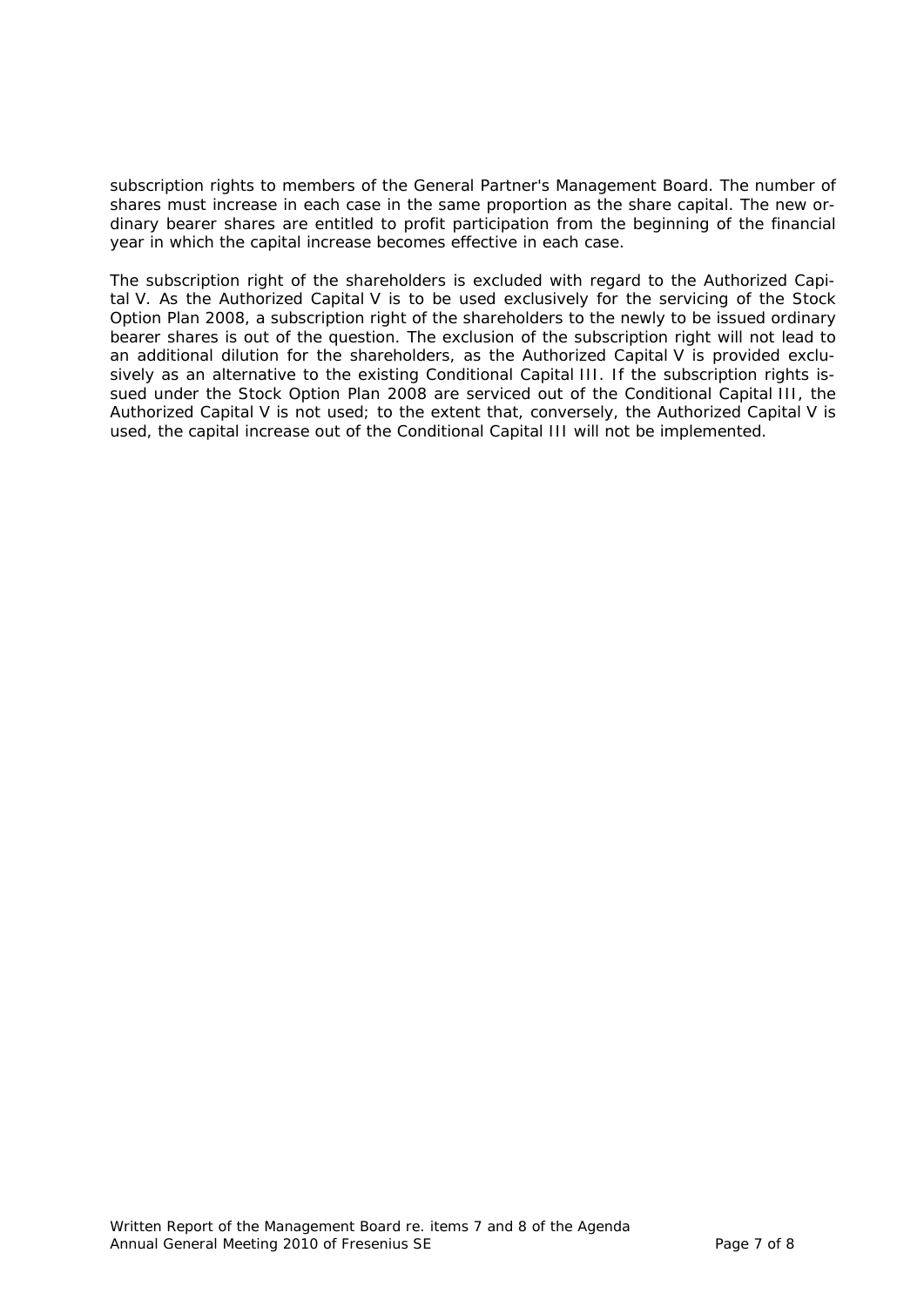subscription rights to members of the General Partner's Management Board. The number of shares must increase in each case in the same proportion as the share capital. The new ordinary bearer shares are entitled to profit participation from the beginning of the financial year in which the capital increase becomes effective in each case.

The subscription right of the shareholders is excluded with regard to the Authorized Capital V. As the Authorized Capital V is to be used exclusively for the servicing of the Stock Option Plan 2008, a subscription right of the shareholders to the newly to be issued ordinary bearer shares is out of the question. The exclusion of the subscription right will not lead to an additional dilution for the shareholders, as the Authorized Capital V is provided exclusively as an alternative to the existing Conditional Capital III. If the subscription rights issued under the Stock Option Plan 2008 are serviced out of the Conditional Capital III, the Authorized Capital V is not used; to the extent that, conversely, the Authorized Capital V is used, the capital increase out of the Conditional Capital III will not be implemented.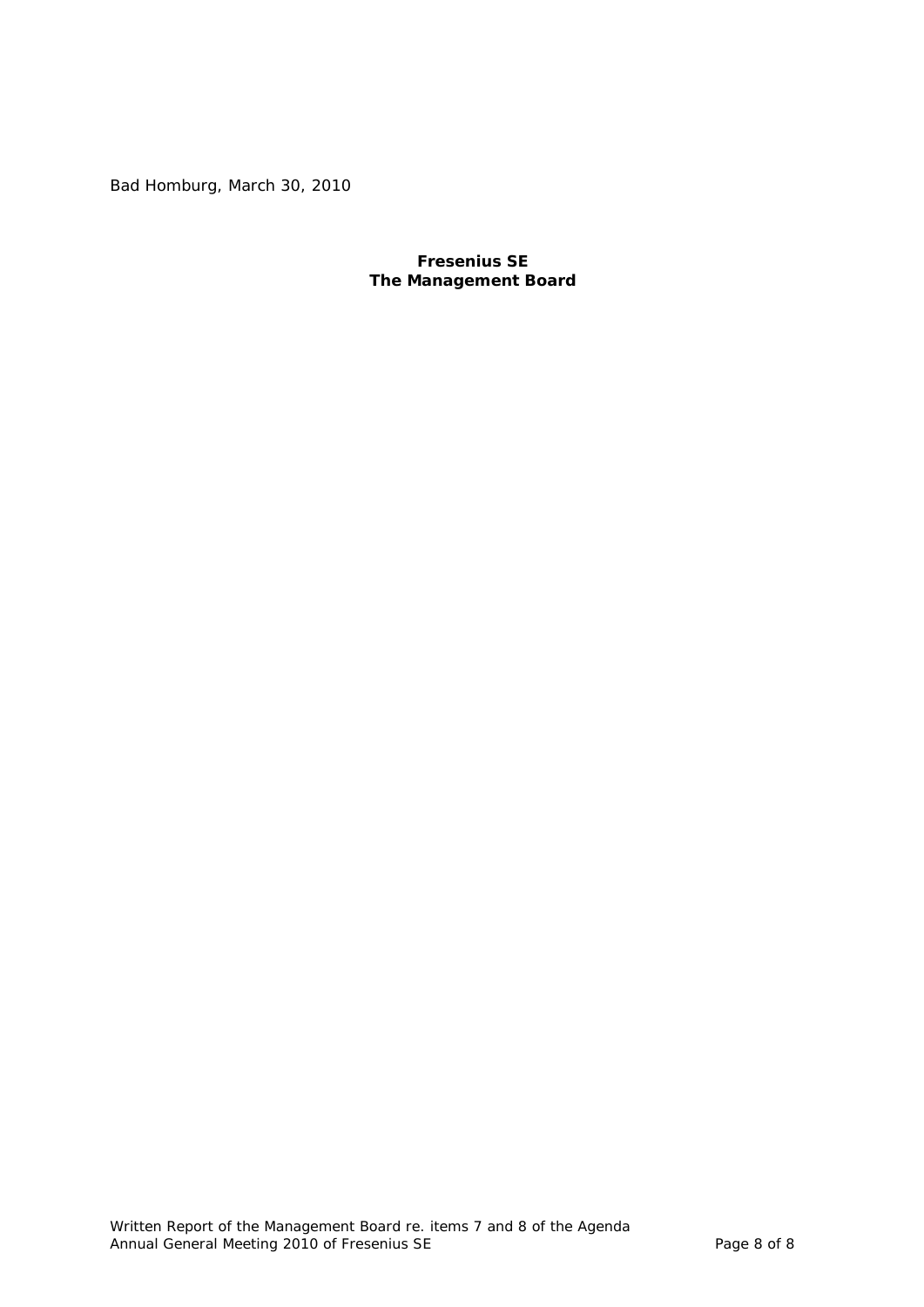Bad Homburg, March 30, 2010

**Fresenius SE**
**The Management Board**